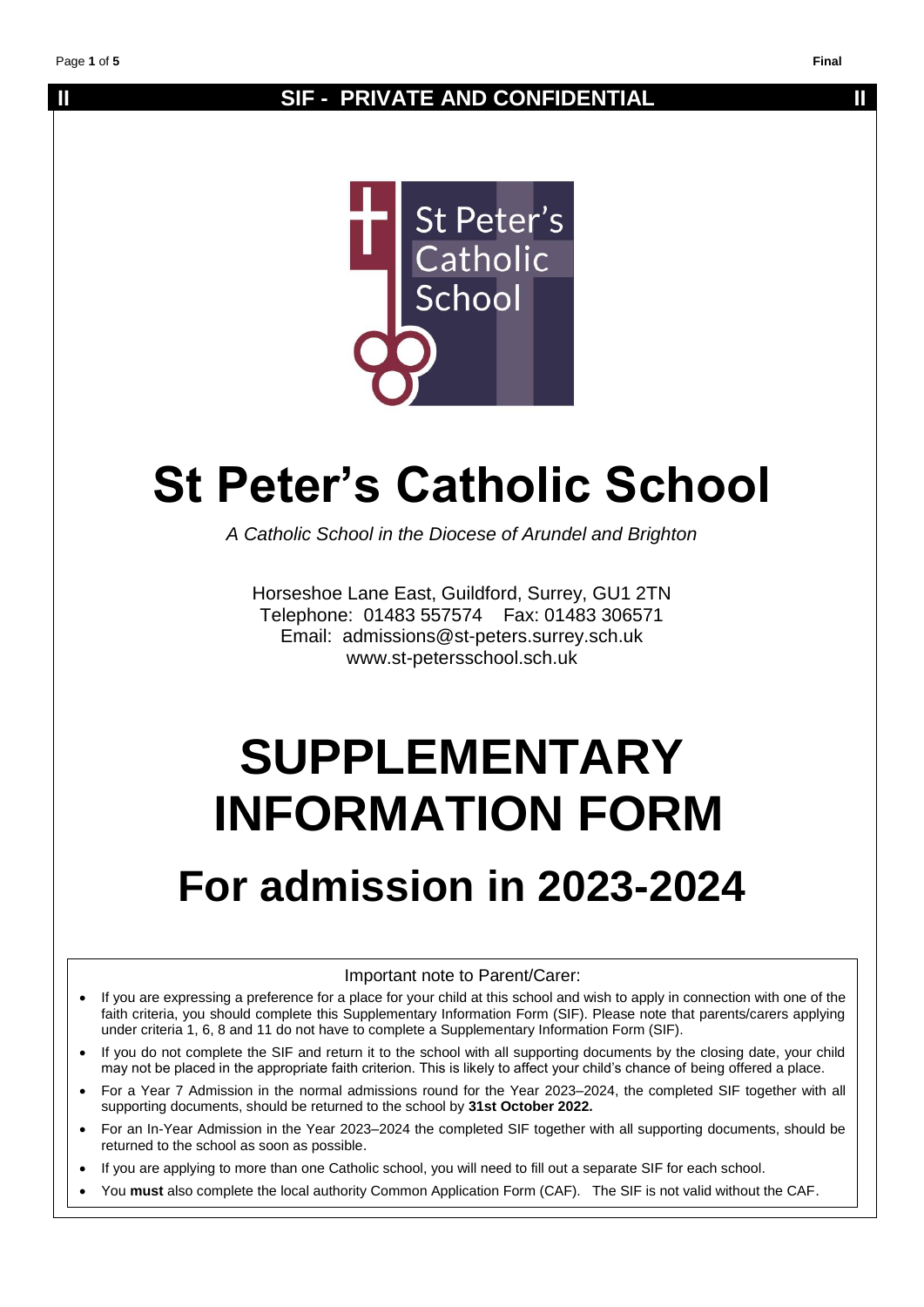# SIF - PRIVATE AND CONFIDENTIAL

# St Peter's Catholic School

*A Catholic School in the Diocese of Arundel and Brighton*

Horseshoe Lane East, Guildford, Surrey, GU1 2TN
Telephone: 01483 557574 Fax: 01483 306571
Email: admissions@st-peters.surrey.sch.uk
www.st-petersschool.sch.uk

# SUPPLEMENTARY INFORMATION FORM

## For admission in 2023-2024

Important note to Parent/Carer:

- If you are expressing a preference for a place for your child at this school and wish to apply in connection with one of the faith criteria, you should complete this Supplementary Information Form (SIF). Please note that parents/carers applying under criteria 1, 6, 8 and 11 do not have to complete a Supplementary Information Form (SIF).
- If you do not complete the SIF and return it to the school with all supporting documents by the closing date, your child may not be placed in the appropriate faith criterion. This is likely to affect your child's chance of being offered a place.
- For a Year 7 Admission in the normal admissions round for the Year 2023–2024, the completed SIF together with all supporting documents, should be returned to the school by **31st October 2022.**
- For an In-Year Admission in the Year 2023–2024 the completed SIF together with all supporting documents, should be returned to the school as soon as possible.
- If you are applying to more than one Catholic school, you will need to fill out a separate SIF for each school.
- You **must** also complete the local authority Common Application Form (CAF). The SIF is not valid without the CAF.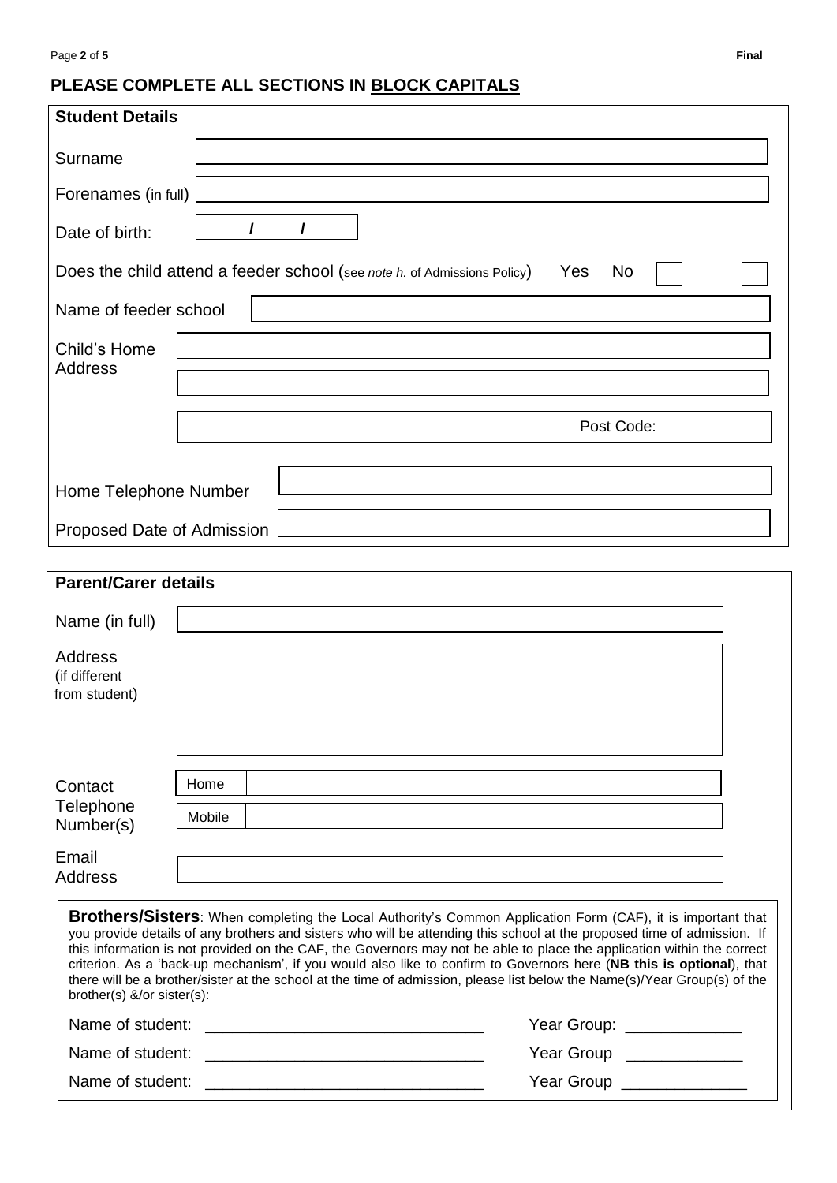## PLEASE COMPLETE ALL SECTIONS IN BLOCK CAPITALS

### Student Details

| | |
|---|---|
| Surname | |
| Forenames (in full) | |
| Date of birth: | / / |
| Does the child attend a feeder school (see *note h.* of Admissions Policy) | Yes ☐ No ☐ |
| Name of feeder school | |
| Child's Home Address | |
| | |
| | Post Code: |
| Home Telephone Number | |
| Proposed Date of Admission | |

### Parent/Carer details

| | | |
|---|---|---|
| Name (in full) | | |
| Address (if different from student) | | |
| Contact Telephone Number(s) | Home | |
| | Mobile | |
| Email Address | | |

**Brothers/Sisters**: When completing the Local Authority's Common Application Form (CAF), it is important that you provide details of any brothers and sisters who will be attending this school at the proposed time of admission. If this information is not provided on the CAF, the Governors may not be able to place the application within the correct criterion. As a 'back-up mechanism', if you would also like to confirm to Governors here (**NB this is optional**), that there will be a brother/sister at the school at the time of admission, please list below the Name(s)/Year Group(s) of the brother(s) &/or sister(s):

Name of student: ______________________________ Year Group: ____________

Name of student: ______________________________ Year Group ____________

Name of student: ______________________________ Year Group ____________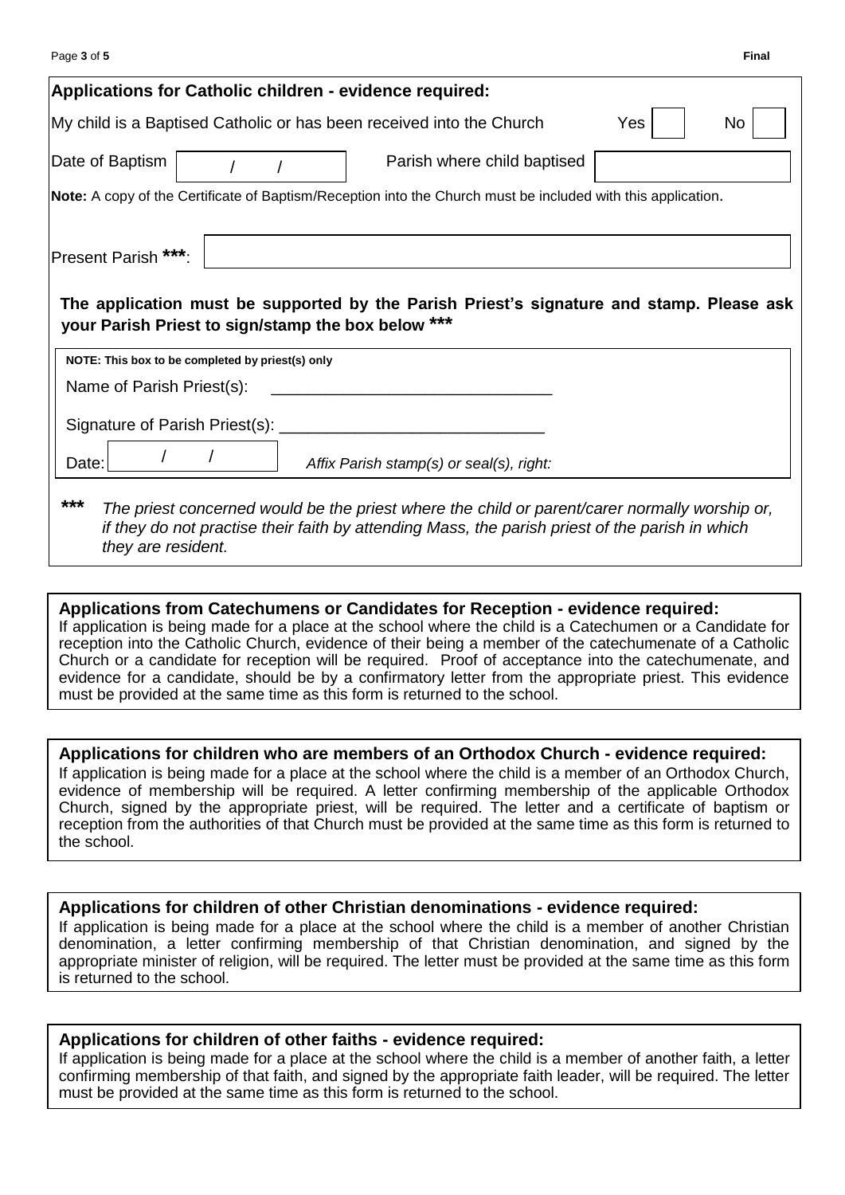## Applications for Catholic children - evidence required:

My child is a Baptised Catholic or has been received into the Church   Yes ☐   No ☐

Date of Baptism   /   /        Parish where child baptised ____________

**Note:** A copy of the Certificate of Baptism/Reception into the Church must be included with this application.

Present Parish *****: ____________

**The application must be supported by the Parish Priest's signature and stamp. Please ask your Parish Priest to sign/stamp the box below *****

**NOTE: This box to be completed by priest(s) only**

Name of Parish Priest(s): ______________________________

Signature of Parish Priest(s): ____________________________

Date:   /   /        *Affix Parish stamp(s) or seal(s), right:*

***** *The priest concerned would be the priest where the child or parent/carer normally worship or, if they do not practise their faith by attending Mass, the parish priest of the parish in which they are resident.*

## Applications from Catechumens or Candidates for Reception - evidence required:

If application is being made for a place at the school where the child is a Catechumen or a Candidate for reception into the Catholic Church, evidence of their being a member of the catechumenate of a Catholic Church or a candidate for reception will be required. Proof of acceptance into the catechumenate, and evidence for a candidate, should be by a confirmatory letter from the appropriate priest. This evidence must be provided at the same time as this form is returned to the school.

## Applications for children who are members of an Orthodox Church - evidence required:

If application is being made for a place at the school where the child is a member of an Orthodox Church, evidence of membership will be required. A letter confirming membership of the applicable Orthodox Church, signed by the appropriate priest, will be required. The letter and a certificate of baptism or reception from the authorities of that Church must be provided at the same time as this form is returned to the school.

## Applications for children of other Christian denominations - evidence required:

If application is being made for a place at the school where the child is a member of another Christian denomination, a letter confirming membership of that Christian denomination, and signed by the appropriate minister of religion, will be required. The letter must be provided at the same time as this form is returned to the school.

## Applications for children of other faiths - evidence required:

If application is being made for a place at the school where the child is a member of another faith, a letter confirming membership of that faith, and signed by the appropriate faith leader, will be required. The letter must be provided at the same time as this form is returned to the school.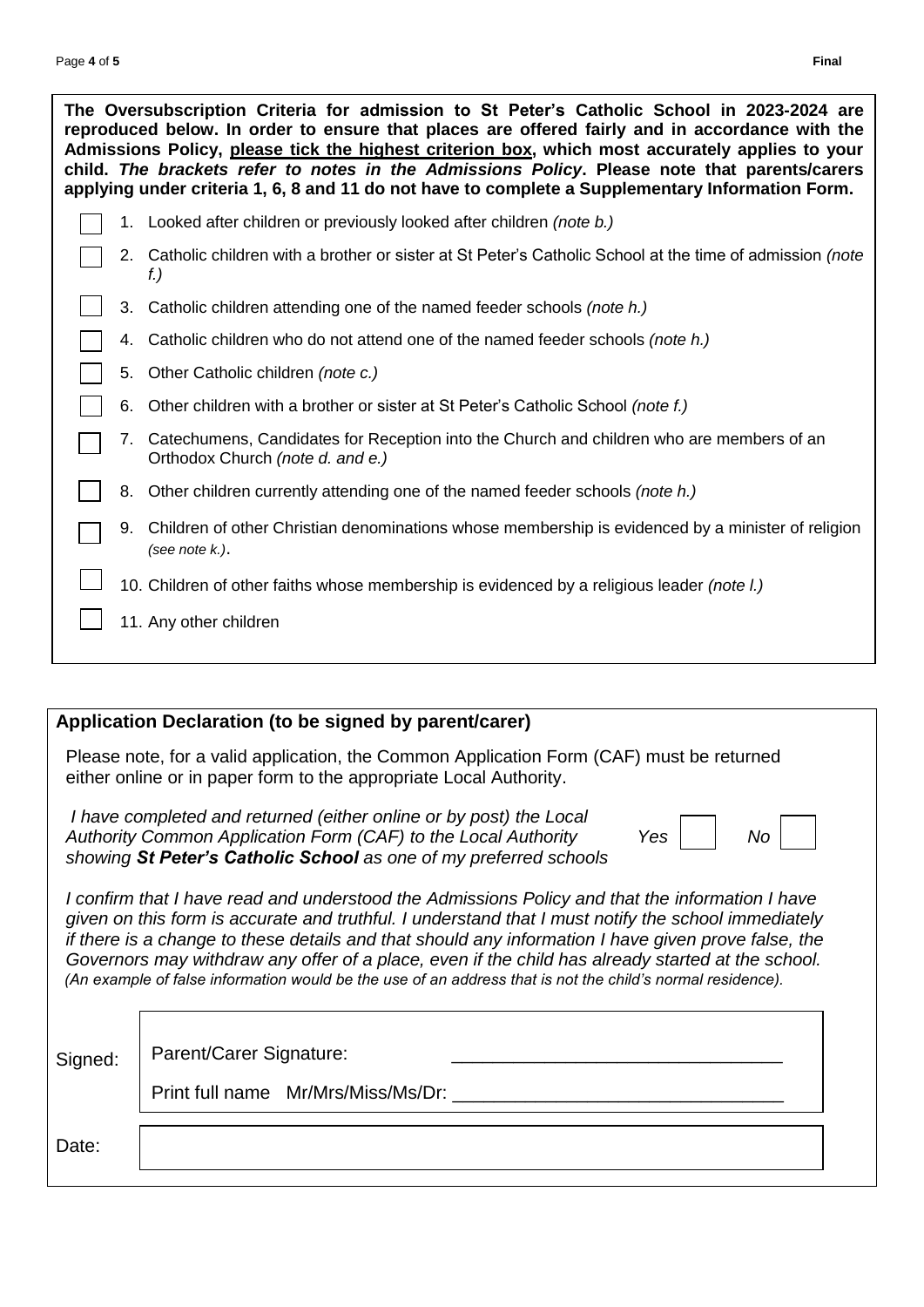**The Oversubscription Criteria for admission to St Peter's Catholic School in 2023-2024 are reproduced below. In order to ensure that places are offered fairly and in accordance with the Admissions Policy, please tick the highest criterion box, which most accurately applies to your child. *The brackets refer to notes in the Admissions Policy*. Please note that parents/carers applying under criteria 1, 6, 8 and 11 do not have to complete a Supplementary Information Form.**

- ☐ 1. Looked after children or previously looked after children *(note b.)*
- ☐ 2. Catholic children with a brother or sister at St Peter's Catholic School at the time of admission *(note f.)*
- ☐ 3. Catholic children attending one of the named feeder schools *(note h.)*
- ☐ 4. Catholic children who do not attend one of the named feeder schools *(note h.)*
- ☐ 5. Other Catholic children *(note c.)*
- ☐ 6. Other children with a brother or sister at St Peter's Catholic School *(note f.)*
- ☐ 7. Catechumens, Candidates for Reception into the Church and children who are members of an Orthodox Church *(note d. and e.)*
- ☐ 8. Other children currently attending one of the named feeder schools *(note h.)*
- ☐ 9. Children of other Christian denominations whose membership is evidenced by a minister of religion *(see note k.)*.
- ☐ 10. Children of other faiths whose membership is evidenced by a religious leader *(note l.)*
- ☐ 11. Any other children

## Application Declaration (to be signed by parent/carer)

Please note, for a valid application, the Common Application Form (CAF) must be returned either online or in paper form to the appropriate Local Authority.

*I have completed and returned (either online or by post) the Local Authority Common Application Form (CAF) to the Local Authority showing **St Peter's Catholic School** as one of my preferred schools* *Yes* ☐ *No* ☐

*I confirm that I have read and understood the Admissions Policy and that the information I have given on this form is accurate and truthful. I understand that I must notify the school immediately if there is a change to these details and that should any information I have given prove false, the Governors may withdraw any offer of a place, even if the child has already started at the school. (An example of false information would be the use of an address that is not the child's normal residence).*

| | |
|---|---|
| Signed: | Parent/Carer Signature: _______________________________ <br> Print full name Mr/Mrs/Miss/Ms/Dr: _______________________________ |
| Date: | |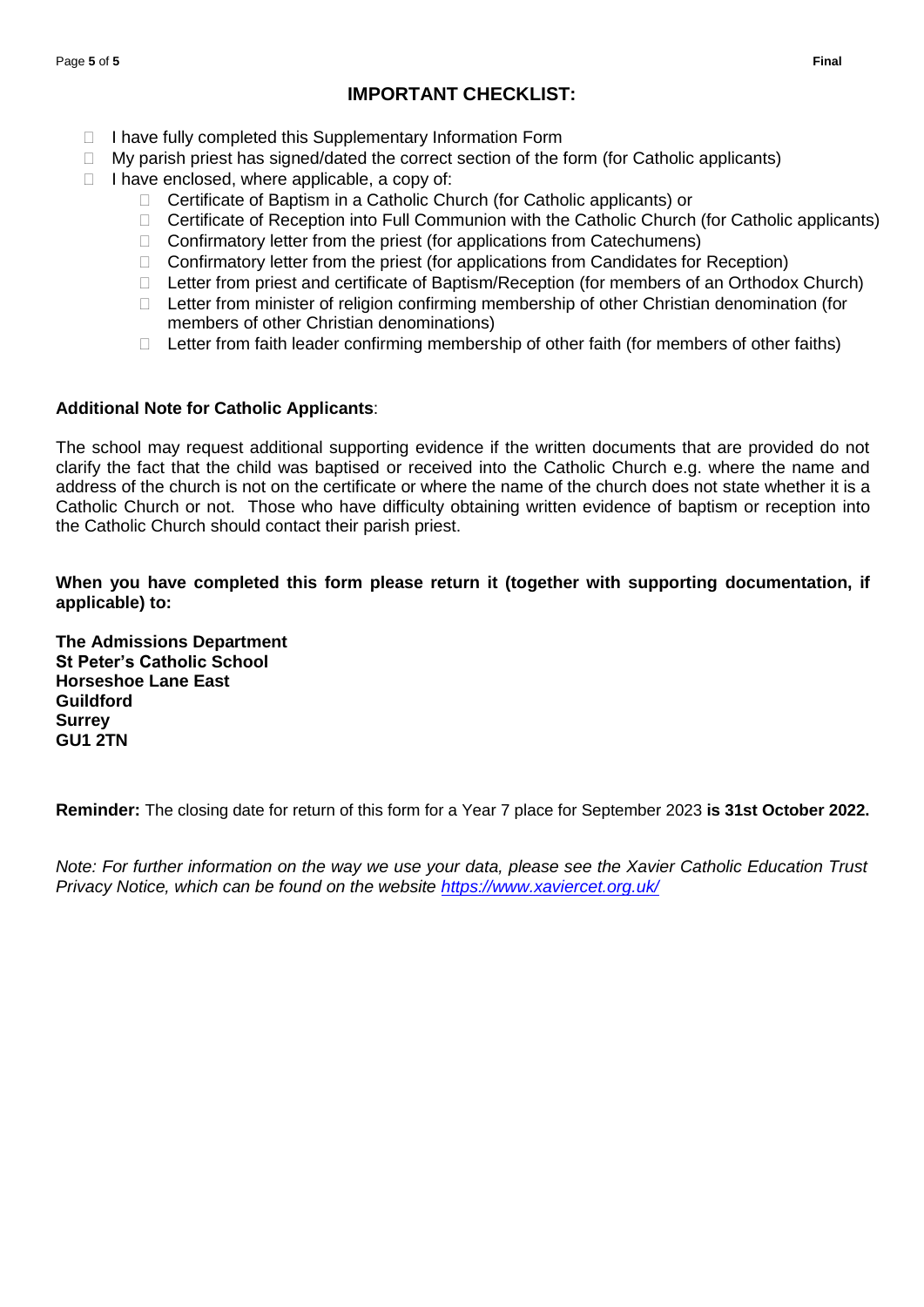## IMPORTANT CHECKLIST:

- ☐ I have fully completed this Supplementary Information Form
- ☐ My parish priest has signed/dated the correct section of the form (for Catholic applicants)
- ☐ I have enclosed, where applicable, a copy of:
    - ☐ Certificate of Baptism in a Catholic Church (for Catholic applicants) or
    - ☐ Certificate of Reception into Full Communion with the Catholic Church (for Catholic applicants)
    - ☐ Confirmatory letter from the priest (for applications from Catechumens)
    - ☐ Confirmatory letter from the priest (for applications from Candidates for Reception)
    - ☐ Letter from priest and certificate of Baptism/Reception (for members of an Orthodox Church)
    - ☐ Letter from minister of religion confirming membership of other Christian denomination (for members of other Christian denominations)
    - ☐ Letter from faith leader confirming membership of other faith (for members of other faiths)

**Additional Note for Catholic Applicants**:

The school may request additional supporting evidence if the written documents that are provided do not clarify the fact that the child was baptised or received into the Catholic Church e.g. where the name and address of the church is not on the certificate or where the name of the church does not state whether it is a Catholic Church or not. Those who have difficulty obtaining written evidence of baptism or reception into the Catholic Church should contact their parish priest.

**When you have completed this form please return it (together with supporting documentation, if applicable) to:**

**The Admissions Department**
**St Peter's Catholic School**
**Horseshoe Lane East**
**Guildford**
**Surrey**
**GU1 2TN**

**Reminder:** The closing date for return of this form for a Year 7 place for September 2023 **is 31st October 2022.**

*Note: For further information on the way we use your data, please see the Xavier Catholic Education Trust Privacy Notice, which can be found on the website [https://www.xaviercet.org.uk/](https://www.xaviercet.org.uk/)*